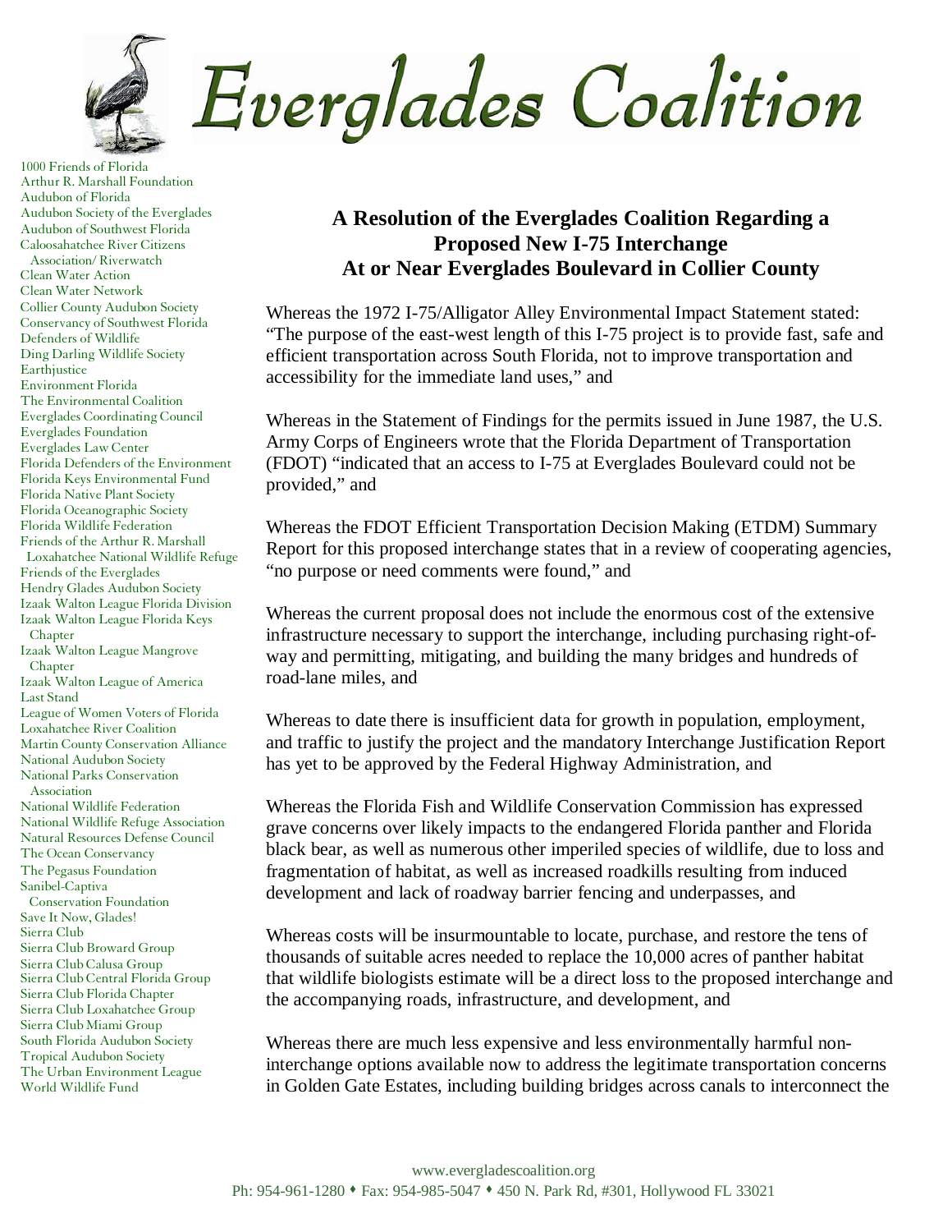# Everglades Coalition

1000 Friends of Florida
Arthur R. Marshall Foundation
Audubon of Florida
Audubon Society of the Everglades
Audubon of Southwest Florida
Caloosahatchee River Citizens Association/ Riverwatch
Clean Water Action
Clean Water Network
Collier County Audubon Society
Conservancy of Southwest Florida
Defenders of Wildlife
Ding Darling Wildlife Society
Earthjustice
Environment Florida
The Environmental Coalition
Everglades Coordinating Council
Everglades Foundation
Everglades Law Center
Florida Defenders of the Environment
Florida Keys Environmental Fund
Florida Native Plant Society
Florida Oceanographic Society
Florida Wildlife Federation
Friends of the Arthur R. Marshall Loxahatchee National Wildlife Refuge
Friends of the Everglades
Hendry Glades Audubon Society
Izaak Walton League Florida Division
Izaak Walton League Florida Keys Chapter
Izaak Walton League Mangrove Chapter
Izaak Walton League of America
Last Stand
League of Women Voters of Florida
Loxahatchee River Coalition
Martin County Conservation Alliance
National Audubon Society
National Parks Conservation Association
National Wildlife Federation
National Wildlife Refuge Association
Natural Resources Defense Council
The Ocean Conservancy
The Pegasus Foundation
Sanibel-Captiva Conservation Foundation
Save It Now, Glades!
Sierra Club
Sierra Club Broward Group
Sierra Club Calusa Group
Sierra Club Central Florida Group
Sierra Club Florida Chapter
Sierra Club Loxahatchee Group
Sierra Club Miami Group
South Florida Audubon Society
Tropical Audubon Society
The Urban Environment League
World Wildlife Fund

## A Resolution of the Everglades Coalition Regarding a Proposed New I-75 Interchange At or Near Everglades Boulevard in Collier County

Whereas the 1972 I-75/Alligator Alley Environmental Impact Statement stated: "The purpose of the east-west length of this I-75 project is to provide fast, safe and efficient transportation across South Florida, not to improve transportation and accessibility for the immediate land uses," and

Whereas in the Statement of Findings for the permits issued in June 1987, the U.S. Army Corps of Engineers wrote that the Florida Department of Transportation (FDOT) "indicated that an access to I-75 at Everglades Boulevard could not be provided," and

Whereas the FDOT Efficient Transportation Decision Making (ETDM) Summary Report for this proposed interchange states that in a review of cooperating agencies, "no purpose or need comments were found," and

Whereas the current proposal does not include the enormous cost of the extensive infrastructure necessary to support the interchange, including purchasing right-of-way and permitting, mitigating, and building the many bridges and hundreds of road-lane miles, and

Whereas to date there is insufficient data for growth in population, employment, and traffic to justify the project and the mandatory Interchange Justification Report has yet to be approved by the Federal Highway Administration, and

Whereas the Florida Fish and Wildlife Conservation Commission has expressed grave concerns over likely impacts to the endangered Florida panther and Florida black bear, as well as numerous other imperiled species of wildlife, due to loss and fragmentation of habitat, as well as increased roadkills resulting from induced development and lack of roadway barrier fencing and underpasses, and

Whereas costs will be insurmountable to locate, purchase, and restore the tens of thousands of suitable acres needed to replace the 10,000 acres of panther habitat that wildlife biologists estimate will be a direct loss to the proposed interchange and the accompanying roads, infrastructure, and development, and

Whereas there are much less expensive and less environmentally harmful non-interchange options available now to address the legitimate transportation concerns in Golden Gate Estates, including building bridges across canals to interconnect the

www.evergladescoalition.org
Ph: 954-961-1280 ♦ Fax: 954-985-5047 ♦ 450 N. Park Rd, #301, Hollywood FL 33021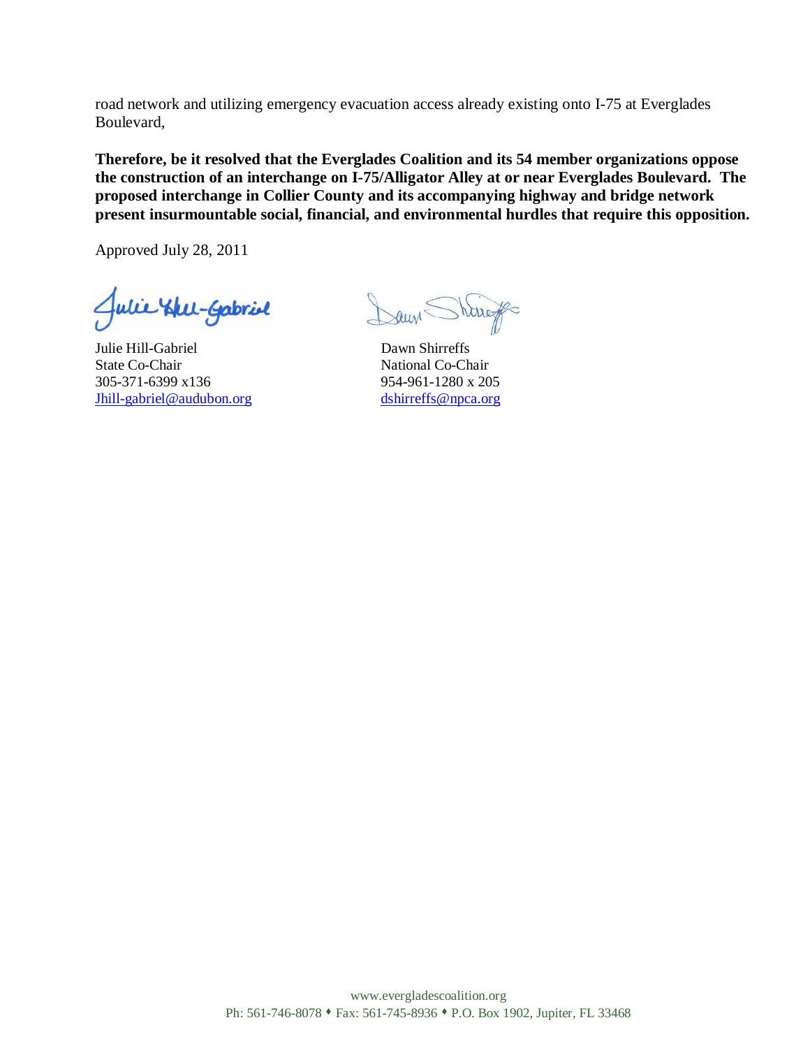road network and utilizing emergency evacuation access already existing onto I-75 at Everglades Boulevard,

**Therefore, be it resolved that the Everglades Coalition and its 54 member organizations oppose the construction of an interchange on I-75/Alligator Alley at or near Everglades Boulevard. The proposed interchange in Collier County and its accompanying highway and bridge network present insurmountable social, financial, and environmental hurdles that require this opposition.**

Approved July 28, 2011

Julie Hill-Gabriel
State Co-Chair
305-371-6399 x136
Jhill-gabriel@audubon.org

Dawn Shirreffs
National Co-Chair
954-961-1280 x 205
dshirreffs@npca.org

www.evergladescoalition.org
Ph: 561-746-8078 ♦ Fax: 561-745-8936 ♦ P.O. Box 1902, Jupiter, FL 33468